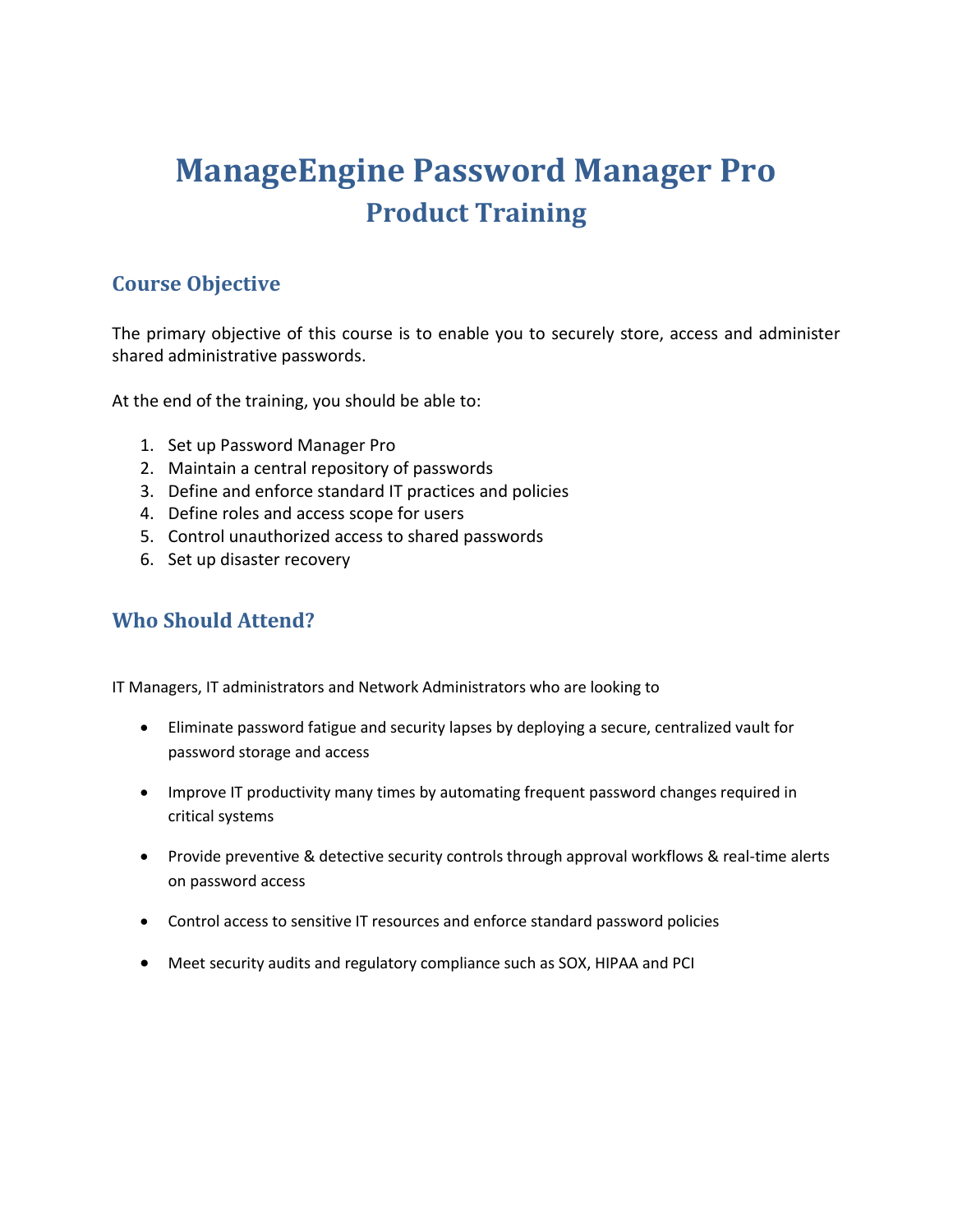# ManageEngine Password Manager Pro
## Product Training

### Course Objective

The primary objective of this course is to enable you to securely store, access and administer shared administrative passwords.

At the end of the training, you should be able to:

1. Set up Password Manager Pro
2. Maintain a central repository of passwords
3. Define and enforce standard IT practices and policies
4. Define roles and access scope for users
5. Control unauthorized access to shared passwords
6. Set up disaster recovery

### Who Should Attend?

IT Managers, IT administrators and Network Administrators who are looking to

- Eliminate password fatigue and security lapses by deploying a secure, centralized vault for password storage and access
- Improve IT productivity many times by automating frequent password changes required in critical systems
- Provide preventive & detective security controls through approval workflows & real-time alerts on password access
- Control access to sensitive IT resources and enforce standard password policies
- Meet security audits and regulatory compliance such as SOX, HIPAA and PCI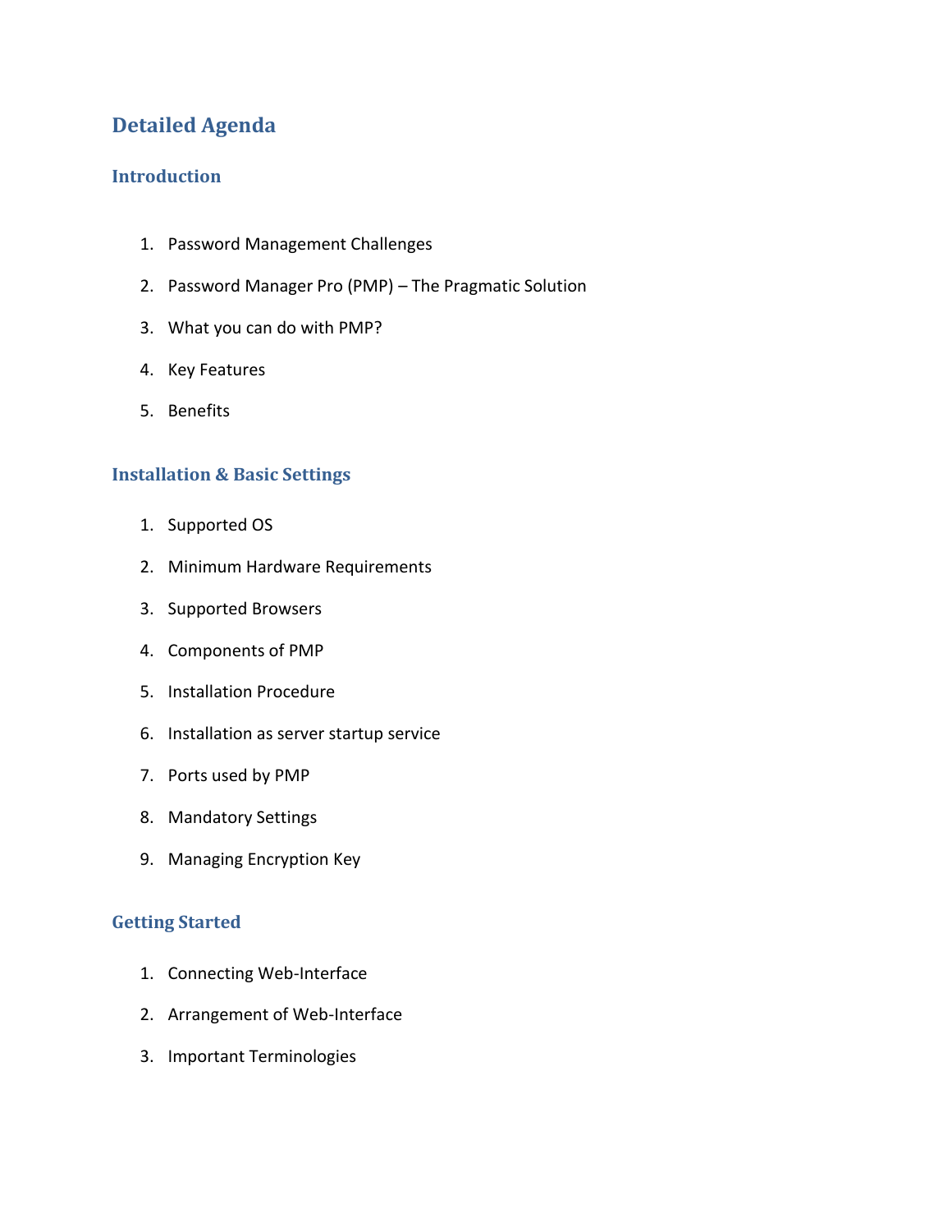# Detailed Agenda

## Introduction

1. Password Management Challenges
2. Password Manager Pro (PMP) – The Pragmatic Solution
3. What you can do with PMP?
4. Key Features
5. Benefits

## Installation & Basic Settings

1. Supported OS
2. Minimum Hardware Requirements
3. Supported Browsers
4. Components of PMP
5. Installation Procedure
6. Installation as server startup service
7. Ports used by PMP
8. Mandatory Settings
9. Managing Encryption Key

## Getting Started

1. Connecting Web-Interface
2. Arrangement of Web-Interface
3. Important Terminologies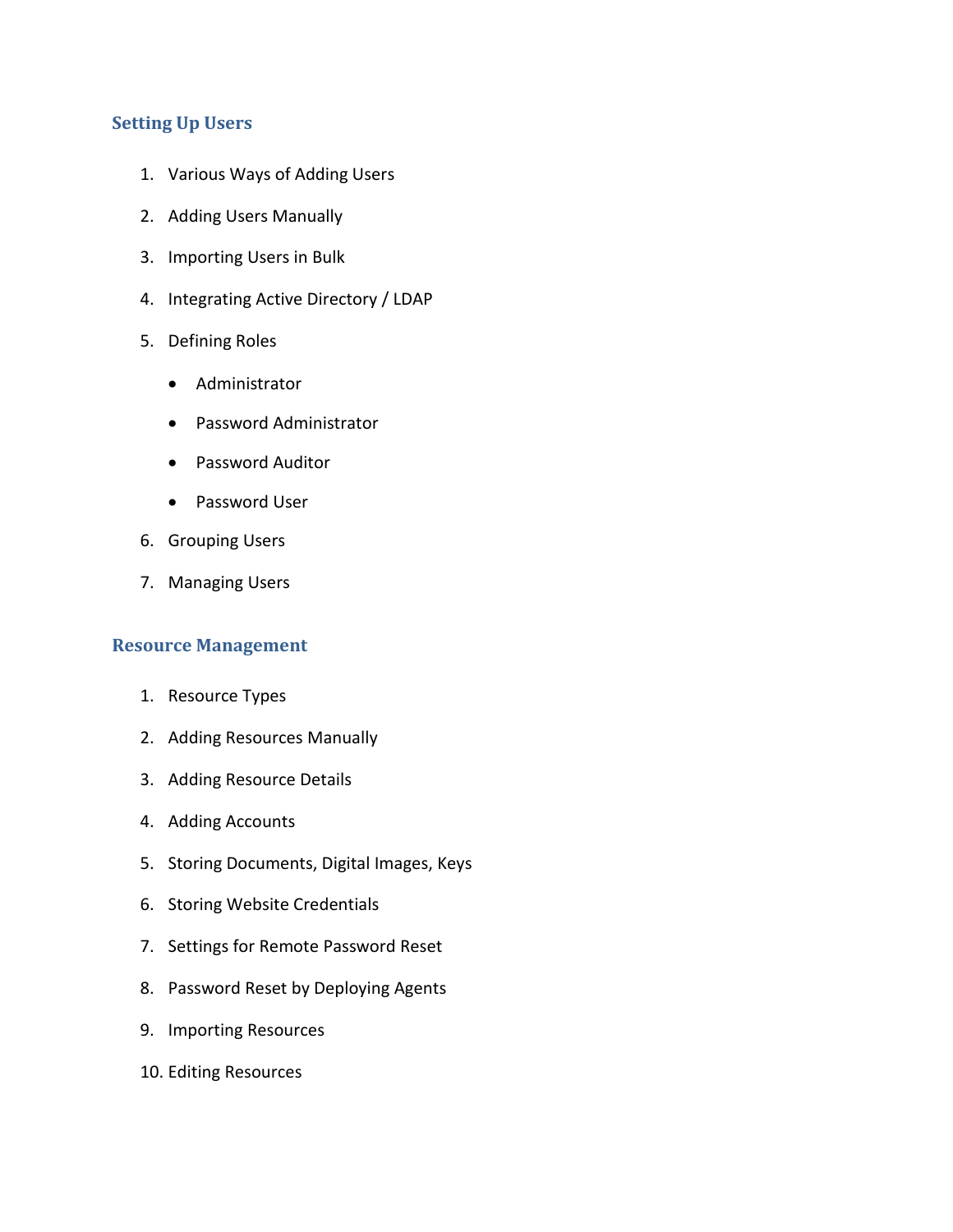## Setting Up Users

1. Various Ways of Adding Users
2. Adding Users Manually
3. Importing Users in Bulk
4. Integrating Active Directory / LDAP
5. Defining Roles
    - Administrator
    - Password Administrator
    - Password Auditor
    - Password User
6. Grouping Users
7. Managing Users

## Resource Management

1. Resource Types
2. Adding Resources Manually
3. Adding Resource Details
4. Adding Accounts
5. Storing Documents, Digital Images, Keys
6. Storing Website Credentials
7. Settings for Remote Password Reset
8. Password Reset by Deploying Agents
9. Importing Resources
10. Editing Resources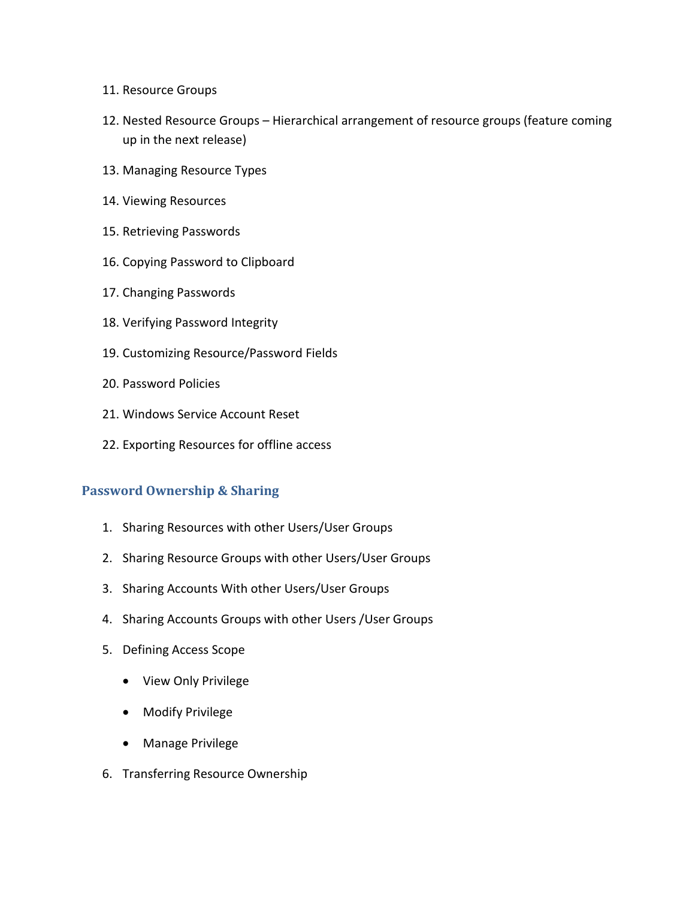11. Resource Groups
12. Nested Resource Groups – Hierarchical arrangement of resource groups (feature coming up in the next release)
13. Managing Resource Types
14. Viewing Resources
15. Retrieving Passwords
16. Copying Password to Clipboard
17. Changing Passwords
18. Verifying Password Integrity
19. Customizing Resource/Password Fields
20. Password Policies
21. Windows Service Account Reset
22. Exporting Resources for offline access

## Password Ownership & Sharing

1. Sharing Resources with other Users/User Groups
2. Sharing Resource Groups with other Users/User Groups
3. Sharing Accounts With other Users/User Groups
4. Sharing Accounts Groups with other Users /User Groups
5. Defining Access Scope
   - View Only Privilege
   - Modify Privilege
   - Manage Privilege
6. Transferring Resource Ownership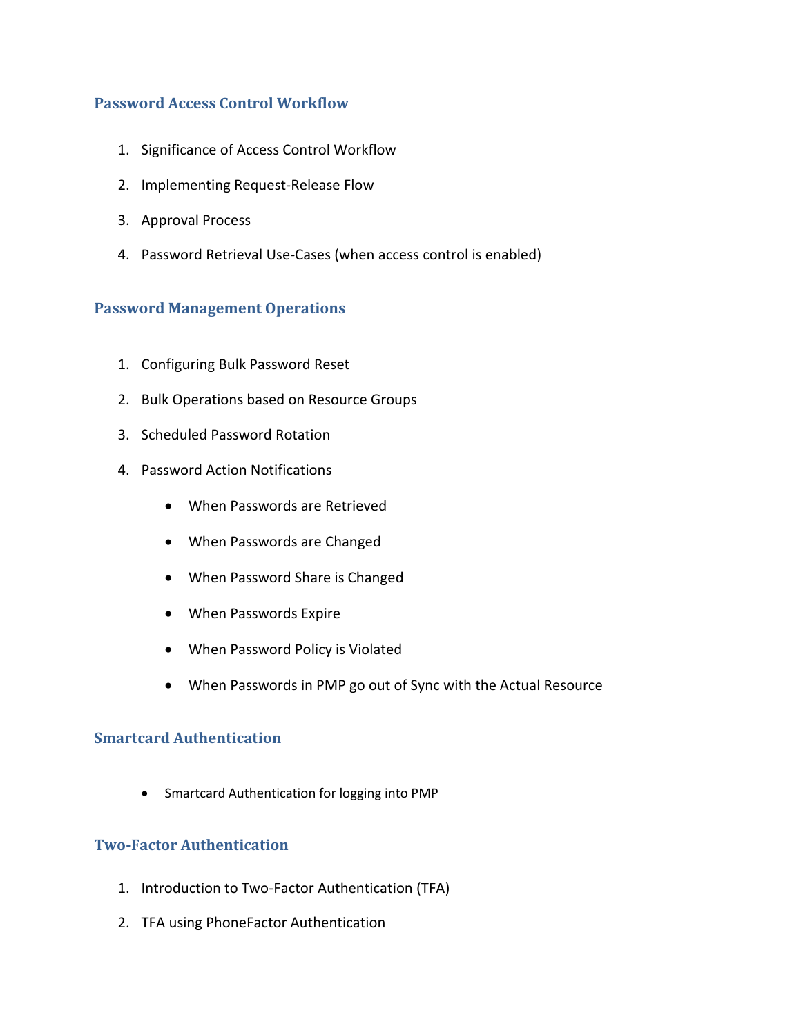### Password Access Control Workflow

1. Significance of Access Control Workflow
2. Implementing Request-Release Flow
3. Approval Process
4. Password Retrieval Use-Cases (when access control is enabled)

### Password Management Operations

1. Configuring Bulk Password Reset
2. Bulk Operations based on Resource Groups
3. Scheduled Password Rotation
4. Password Action Notifications
    - When Passwords are Retrieved
    - When Passwords are Changed
    - When Password Share is Changed
    - When Passwords Expire
    - When Password Policy is Violated
    - When Passwords in PMP go out of Sync with the Actual Resource

### Smartcard Authentication

- Smartcard Authentication for logging into PMP

### Two-Factor Authentication

1. Introduction to Two-Factor Authentication (TFA)
2. TFA using PhoneFactor Authentication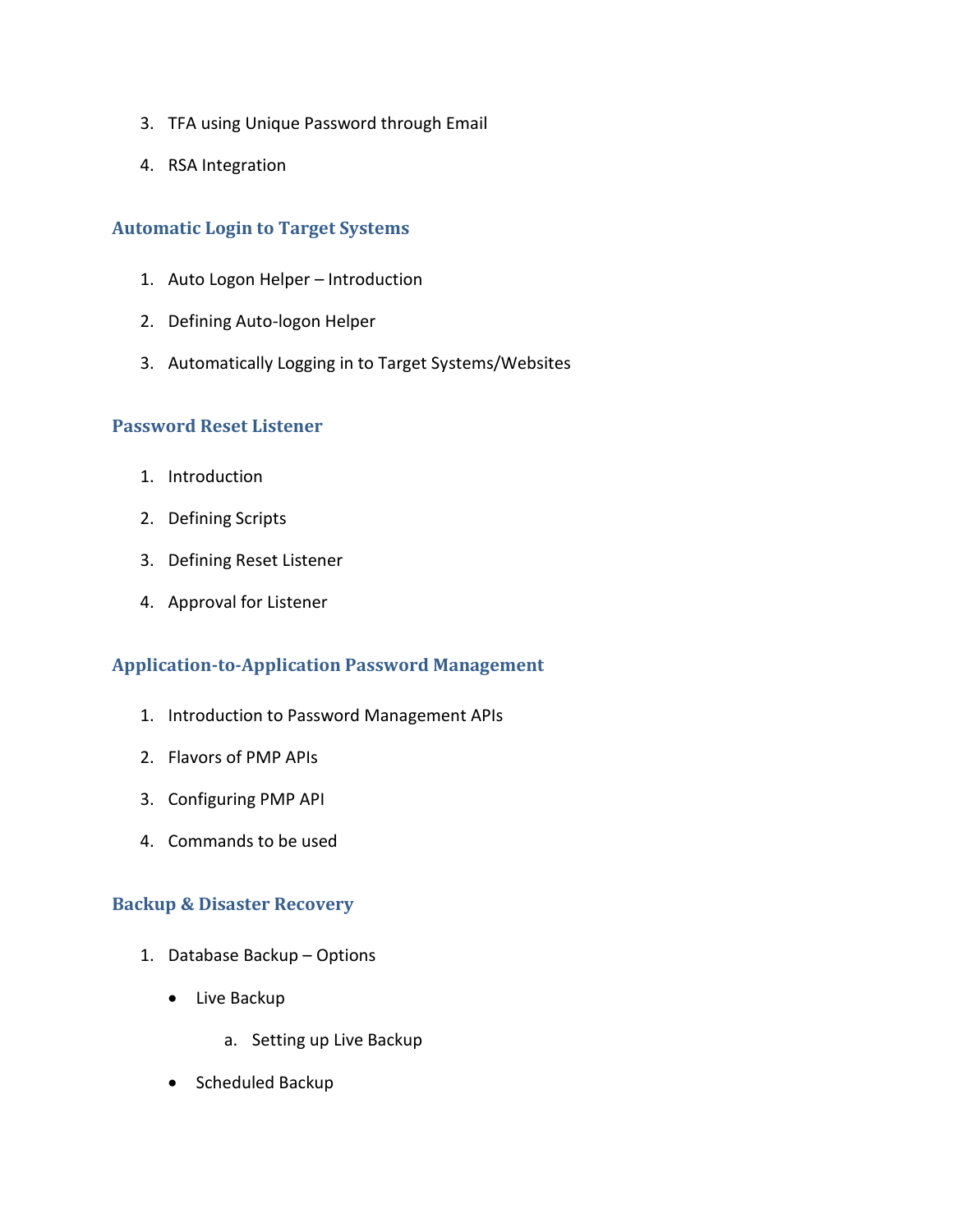3. TFA using Unique Password through Email
4. RSA Integration

### Automatic Login to Target Systems

1. Auto Logon Helper – Introduction
2. Defining Auto-logon Helper
3. Automatically Logging in to Target Systems/Websites

### Password Reset Listener

1. Introduction
2. Defining Scripts
3. Defining Reset Listener
4. Approval for Listener

### Application-to-Application Password Management

1. Introduction to Password Management APIs
2. Flavors of PMP APIs
3. Configuring PMP API
4. Commands to be used

### Backup & Disaster Recovery

1. Database Backup – Options
   - Live Backup
     a. Setting up Live Backup
   - Scheduled Backup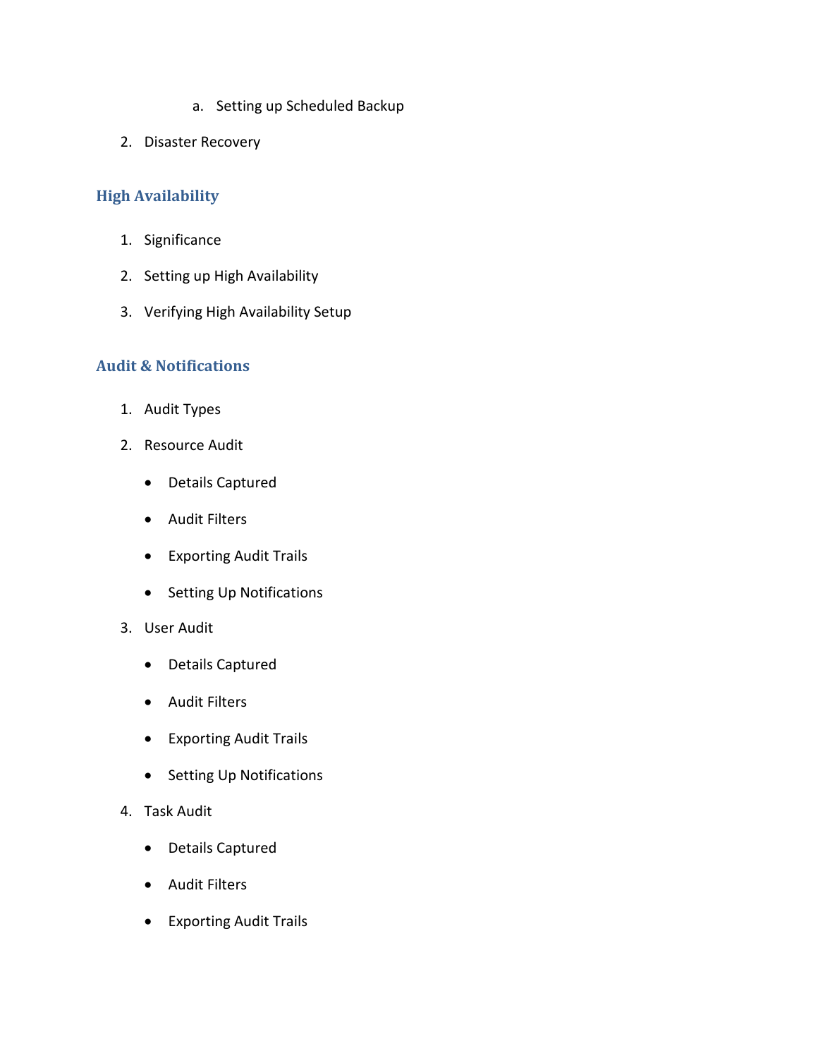a. Setting up Scheduled Backup

2. Disaster Recovery

## High Availability

1. Significance
2. Setting up High Availability
3. Verifying High Availability Setup

## Audit & Notifications

1. Audit Types
2. Resource Audit
    - Details Captured
    - Audit Filters
    - Exporting Audit Trails
    - Setting Up Notifications
3. User Audit
    - Details Captured
    - Audit Filters
    - Exporting Audit Trails
    - Setting Up Notifications
4. Task Audit
    - Details Captured
    - Audit Filters
    - Exporting Audit Trails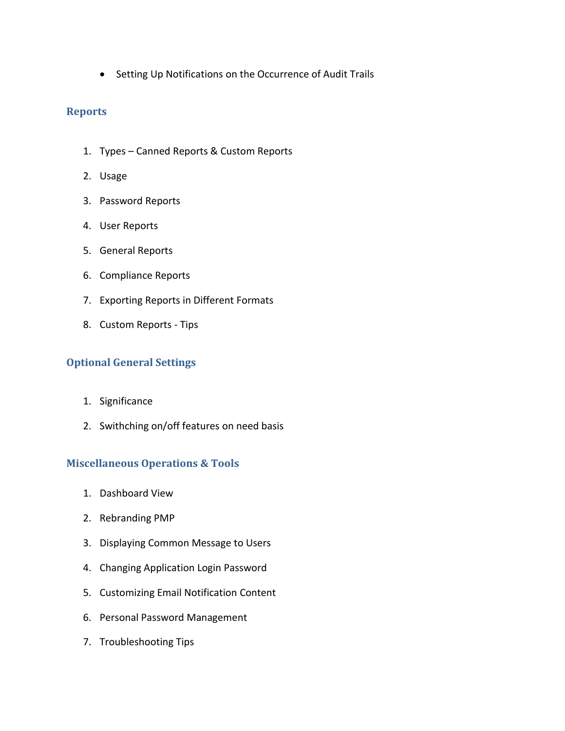- Setting Up Notifications on the Occurrence of Audit Trails

## Reports

1. Types – Canned Reports & Custom Reports
2. Usage
3. Password Reports
4. User Reports
5. General Reports
6. Compliance Reports
7. Exporting Reports in Different Formats
8. Custom Reports - Tips

## Optional General Settings

1. Significance
2. Swithching on/off features on need basis

## Miscellaneous Operations & Tools

1. Dashboard View
2. Rebranding PMP
3. Displaying Common Message to Users
4. Changing Application Login Password
5. Customizing Email Notification Content
6. Personal Password Management
7. Troubleshooting Tips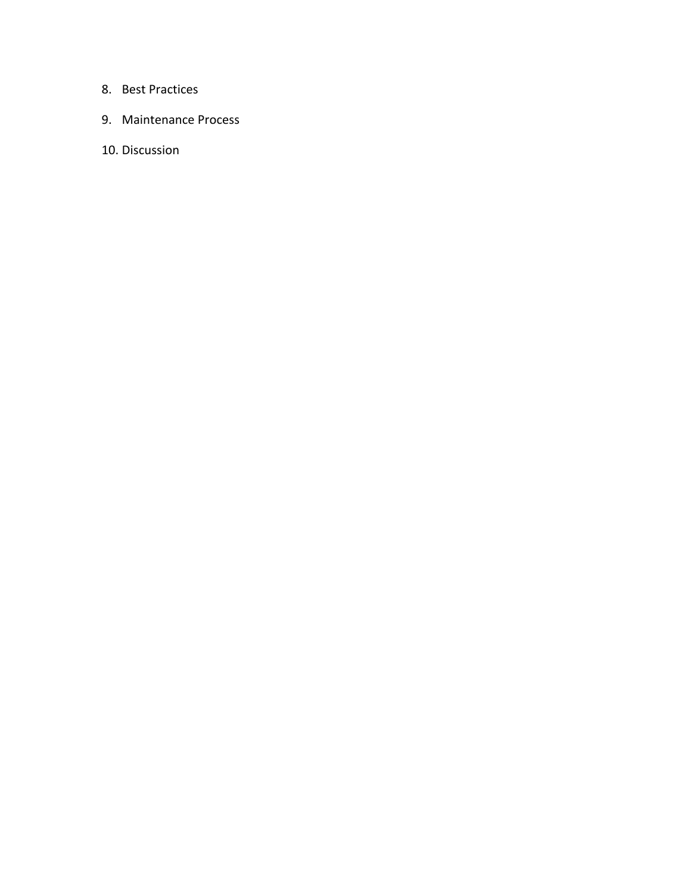8. Best Practices
9. Maintenance Process
10. Discussion